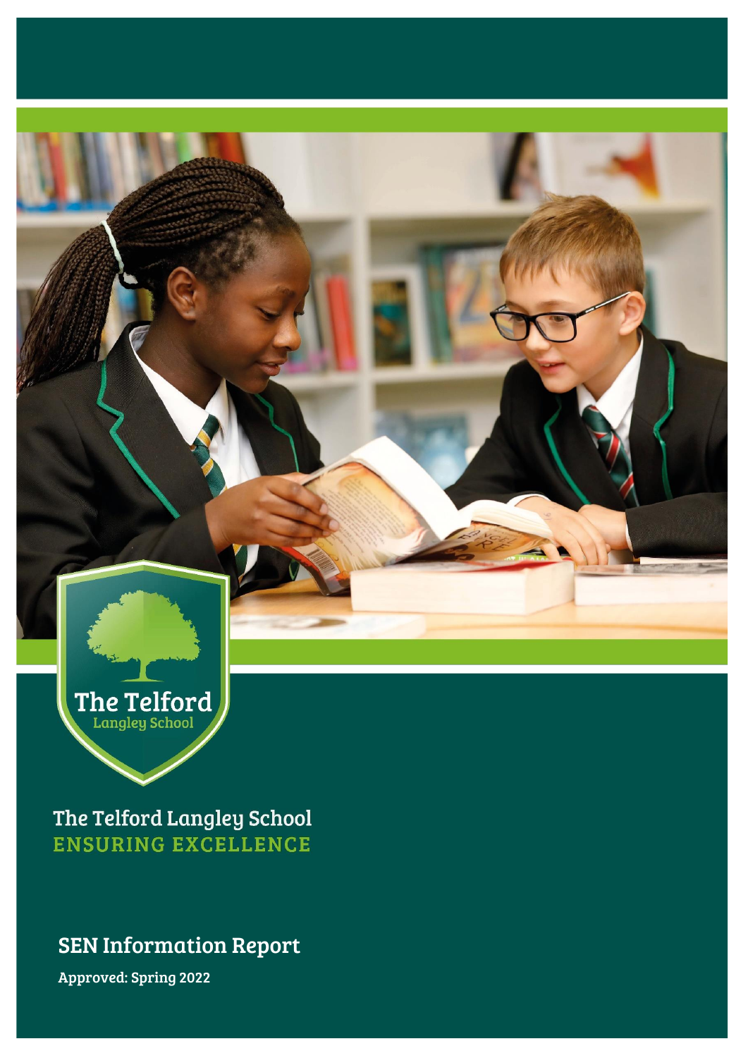The Telford
Langley School

The Telford Langley School
ENSURING EXCELLENCE

# SEN Information Report

**Approved: Spring 2022**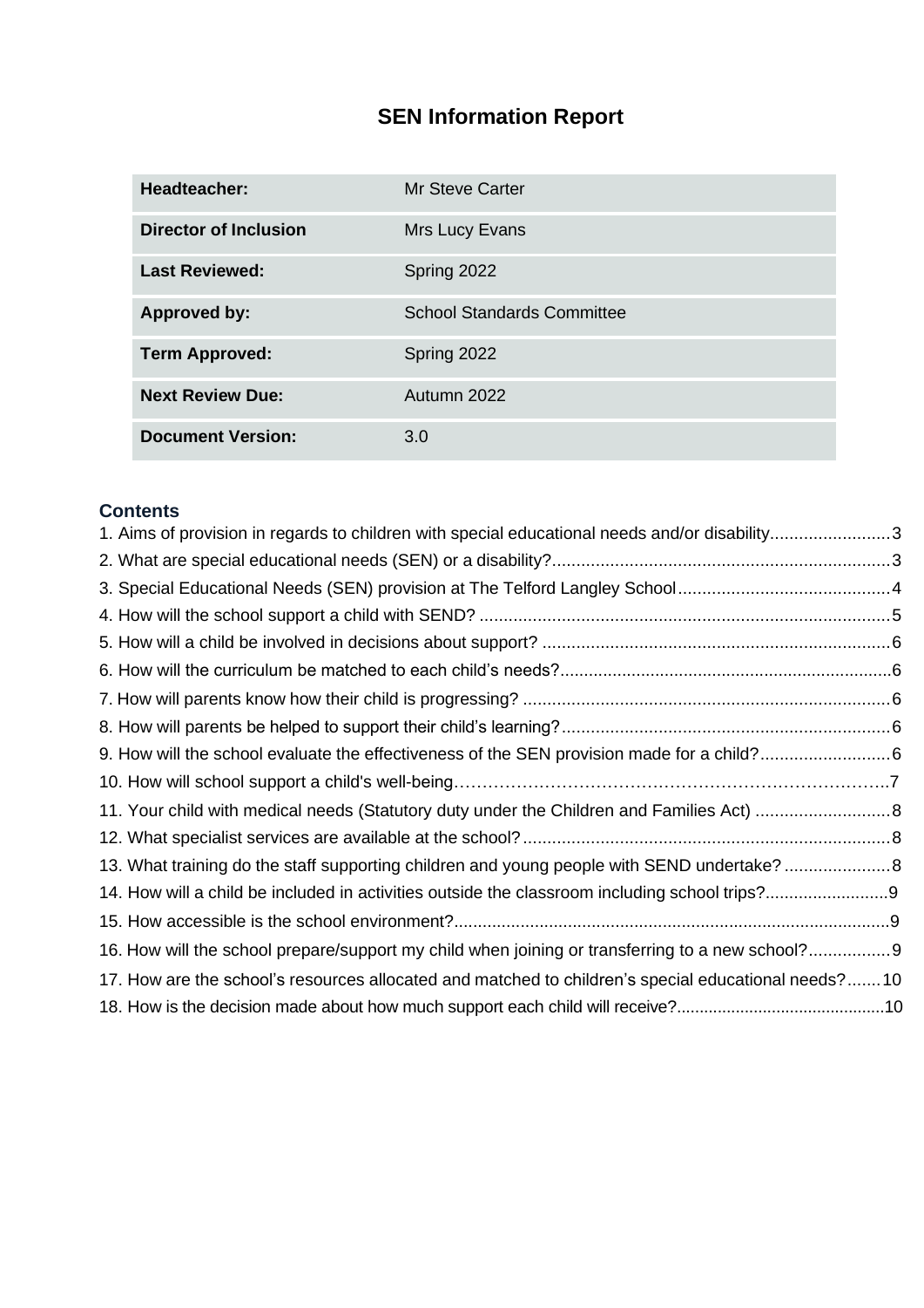# SEN Information Report

| Headteacher: | Mr Steve Carter |
|---|---|
| Director of Inclusion | Mrs Lucy Evans |
| Last Reviewed: | Spring 2022 |
| Approved by: | School Standards Committee |
| Term Approved: | Spring 2022 |
| Next Review Due: | Autumn 2022 |
| Document Version: | 3.0 |

## Contents

1. Aims of provision in regards to children with special educational needs and/or disability.........................3
2. What are special educational needs (SEN) or a disability?......................................................................3
3. Special Educational Needs (SEN) provision at The Telford Langley School............................................4
4. How will the school support a child with SEND? .....................................................................................5
5. How will a child be involved in decisions about support? .........................................................................6
6. How will the curriculum be matched to each child's needs?.....................................................................6
7. How will parents know how their child is progressing? ............................................................................6
8. How will parents be helped to support their child's learning?....................................................................6
9. How will the school evaluate the effectiveness of the SEN provision made for a child?...........................6
10. How will school support a child's well-being…………………………………………………………………..7
11. Your child with medical needs (Statutory duty under the Children and Families Act) ............................8
12. What specialist services are available at the school?............................................................................8
13. What training do the staff supporting children and young people with SEND undertake? ......................8
14. How will a child be included in activities outside the classroom including school trips?..........................9
15. How accessible is the school environment?............................................................................................9
16. How will the school prepare/support my child when joining or transferring to a new school?.................9
17. How are the school's resources allocated and matched to children's special educational needs?.......10
18. How is the decision made about how much support each child will receive?.............................................10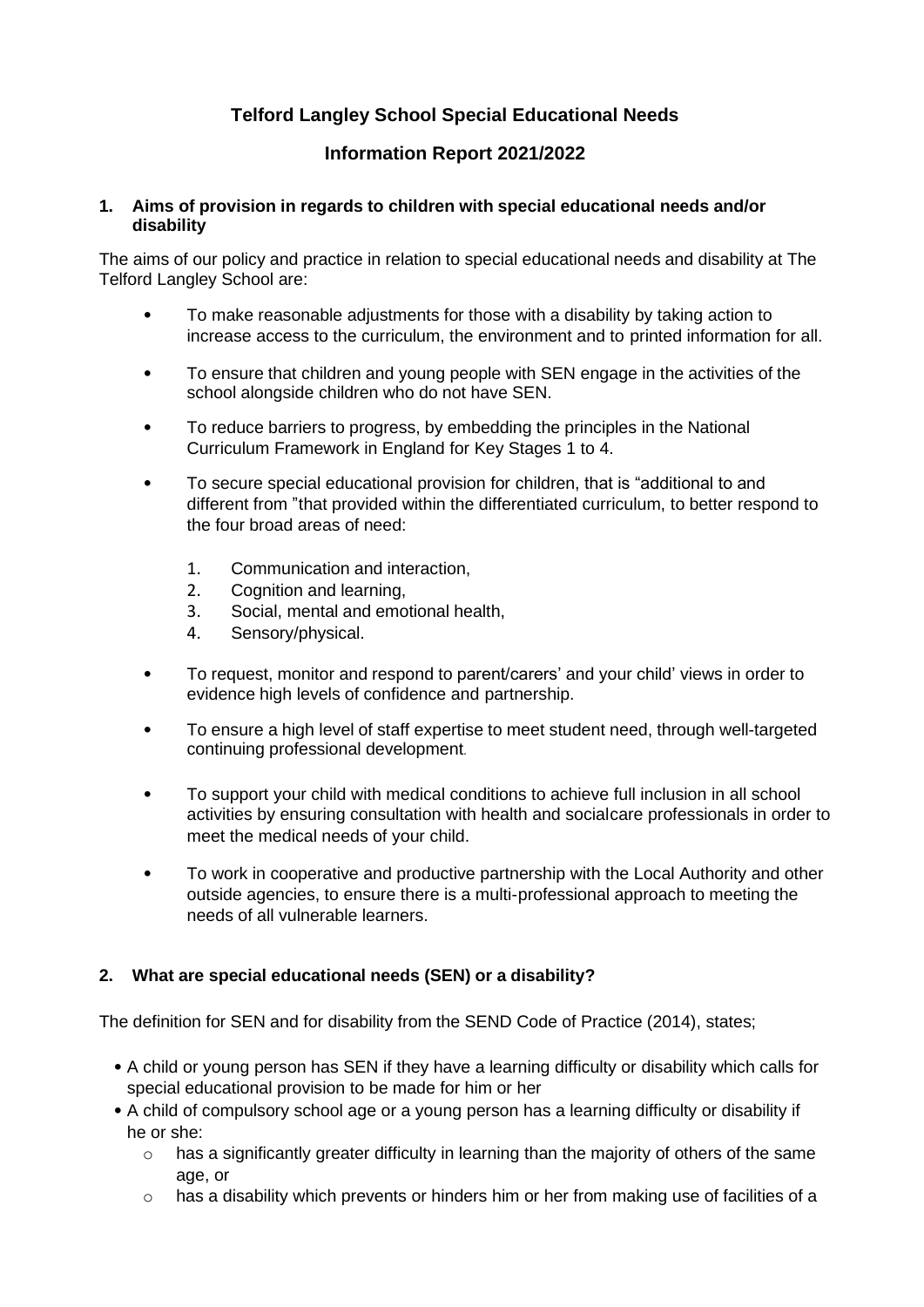# Telford Langley School Special Educational Needs

## Information Report 2021/2022

### 1. Aims of provision in regards to children with special educational needs and/or disability

The aims of our policy and practice in relation to special educational needs and disability at The Telford Langley School are:

- To make reasonable adjustments for those with a disability by taking action to increase access to the curriculum, the environment and to printed information for all.
- To ensure that children and young people with SEN engage in the activities of the school alongside children who do not have SEN.
- To reduce barriers to progress, by embedding the principles in the National Curriculum Framework in England for Key Stages 1 to 4.
- To secure special educational provision for children, that is "additional to and different from "that provided within the differentiated curriculum, to better respond to the four broad areas of need:
    1. Communication and interaction,
    2. Cognition and learning,
    3. Social, mental and emotional health,
    4. Sensory/physical.
- To request, monitor and respond to parent/carers' and your child' views in order to evidence high levels of confidence and partnership.
- To ensure a high level of staff expertise to meet student need, through well-targeted continuing professional development.
- To support your child with medical conditions to achieve full inclusion in all school activities by ensuring consultation with health and socialcare professionals in order to meet the medical needs of your child.
- To work in cooperative and productive partnership with the Local Authority and other outside agencies, to ensure there is a multi-professional approach to meeting the needs of all vulnerable learners.

### 2. What are special educational needs (SEN) or a disability?

The definition for SEN and for disability from the SEND Code of Practice (2014), states;

- A child or young person has SEN if they have a learning difficulty or disability which calls for special educational provision to be made for him or her
- A child of compulsory school age or a young person has a learning difficulty or disability if he or she:
    - has a significantly greater difficulty in learning than the majority of others of the same age, or
    - has a disability which prevents or hinders him or her from making use of facilities of a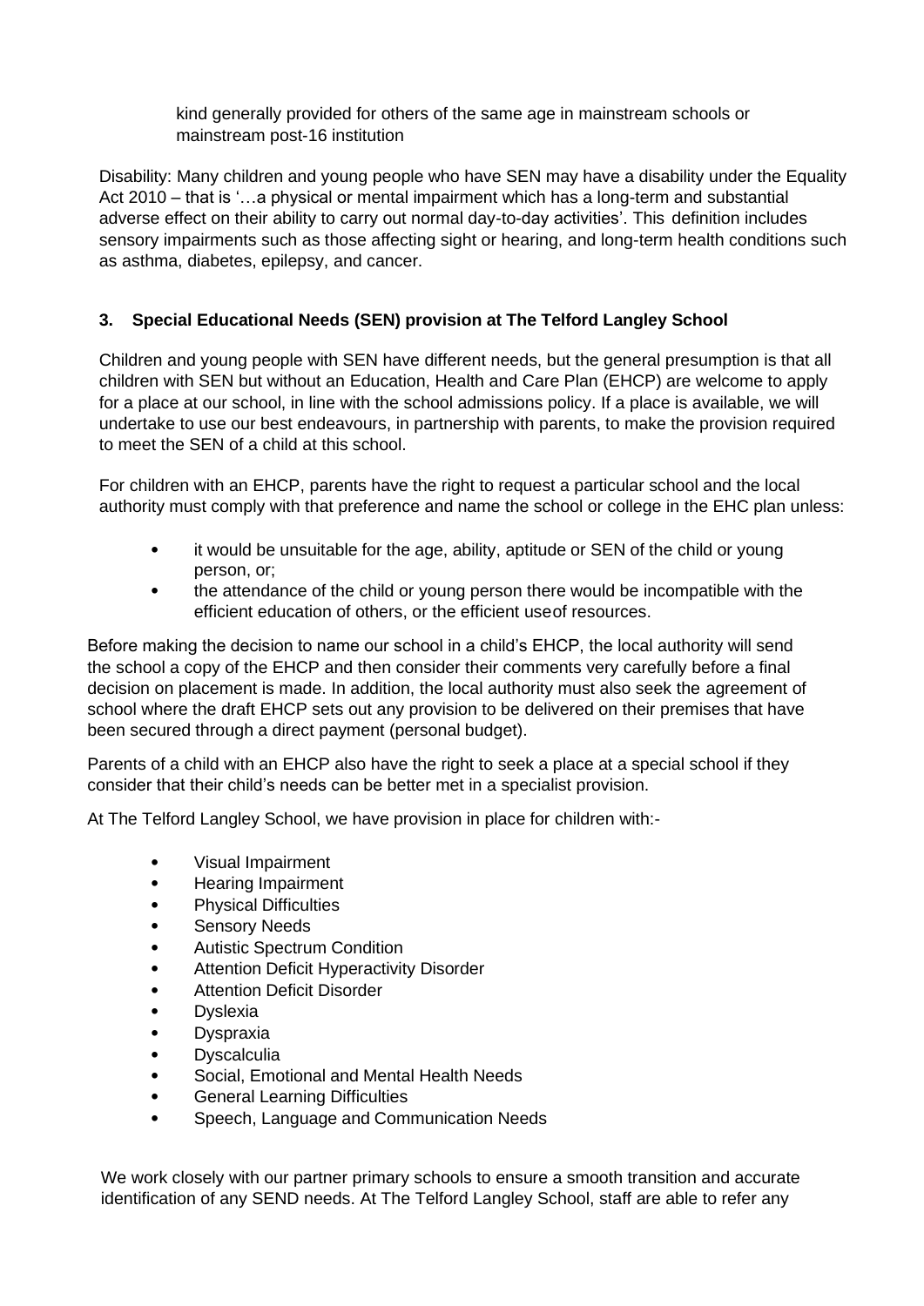kind generally provided for others of the same age in mainstream schools or mainstream post-16 institution

Disability: Many children and young people who have SEN may have a disability under the Equality Act 2010 – that is '…a physical or mental impairment which has a long-term and substantial adverse effect on their ability to carry out normal day-to-day activities'. This definition includes sensory impairments such as those affecting sight or hearing, and long-term health conditions such as asthma, diabetes, epilepsy, and cancer.

## 3. Special Educational Needs (SEN) provision at The Telford Langley School

Children and young people with SEN have different needs, but the general presumption is that all children with SEN but without an Education, Health and Care Plan (EHCP) are welcome to apply for a place at our school, in line with the school admissions policy. If a place is available, we will undertake to use our best endeavours, in partnership with parents, to make the provision required to meet the SEN of a child at this school.

For children with an EHCP, parents have the right to request a particular school and the local authority must comply with that preference and name the school or college in the EHC plan unless:

- it would be unsuitable for the age, ability, aptitude or SEN of the child or young person, or;
- the attendance of the child or young person there would be incompatible with the efficient education of others, or the efficient useof resources.

Before making the decision to name our school in a child's EHCP, the local authority will send the school a copy of the EHCP and then consider their comments very carefully before a final decision on placement is made. In addition, the local authority must also seek the agreement of school where the draft EHCP sets out any provision to be delivered on their premises that have been secured through a direct payment (personal budget).

Parents of a child with an EHCP also have the right to seek a place at a special school if they consider that their child's needs can be better met in a specialist provision.

At The Telford Langley School, we have provision in place for children with:-

- Visual Impairment
- Hearing Impairment
- Physical Difficulties
- Sensory Needs
- Autistic Spectrum Condition
- Attention Deficit Hyperactivity Disorder
- Attention Deficit Disorder
- Dyslexia
- Dyspraxia
- Dyscalculia
- Social, Emotional and Mental Health Needs
- General Learning Difficulties
- Speech, Language and Communication Needs

We work closely with our partner primary schools to ensure a smooth transition and accurate identification of any SEND needs. At The Telford Langley School, staff are able to refer any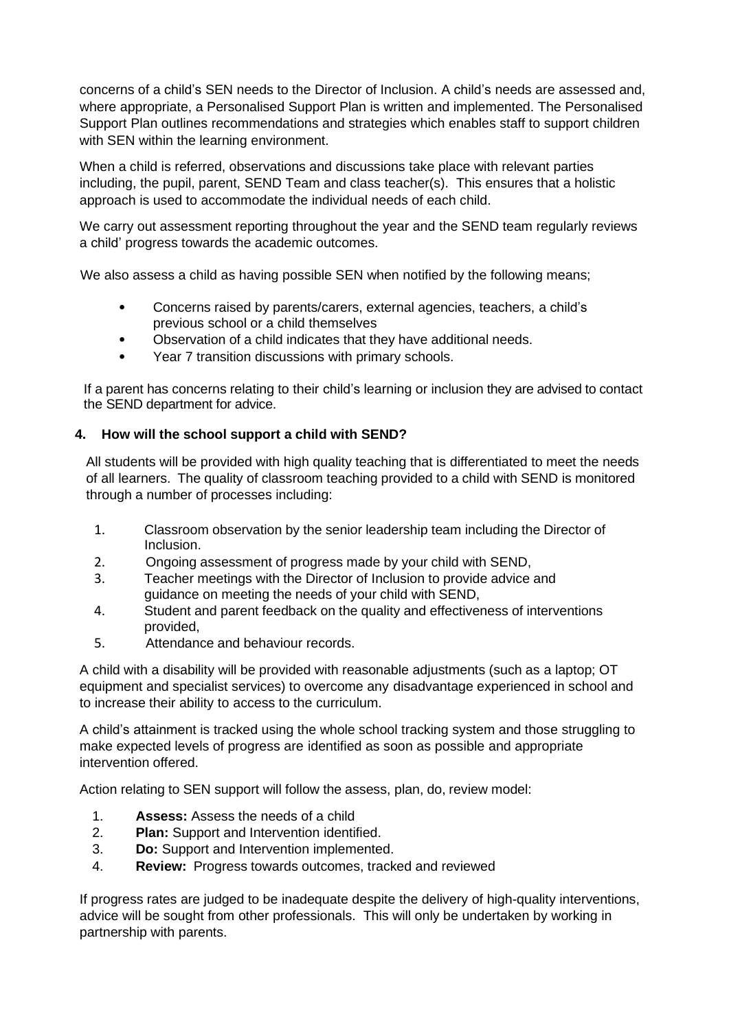concerns of a child's SEN needs to the Director of Inclusion. A child's needs are assessed and, where appropriate, a Personalised Support Plan is written and implemented. The Personalised Support Plan outlines recommendations and strategies which enables staff to support children with SEN within the learning environment.

When a child is referred, observations and discussions take place with relevant parties including, the pupil, parent, SEND Team and class teacher(s). This ensures that a holistic approach is used to accommodate the individual needs of each child.

We carry out assessment reporting throughout the year and the SEND team regularly reviews a child' progress towards the academic outcomes.

We also assess a child as having possible SEN when notified by the following means;

- Concerns raised by parents/carers, external agencies, teachers, a child's previous school or a child themselves
- Observation of a child indicates that they have additional needs.
- Year 7 transition discussions with primary schools.

If a parent has concerns relating to their child's learning or inclusion they are advised to contact the SEND department for advice.

## 4. How will the school support a child with SEND?

All students will be provided with high quality teaching that is differentiated to meet the needs of all learners. The quality of classroom teaching provided to a child with SEND is monitored through a number of processes including:

1. Classroom observation by the senior leadership team including the Director of Inclusion.
2. Ongoing assessment of progress made by your child with SEND,
3. Teacher meetings with the Director of Inclusion to provide advice and guidance on meeting the needs of your child with SEND,
4. Student and parent feedback on the quality and effectiveness of interventions provided,
5. Attendance and behaviour records.

A child with a disability will be provided with reasonable adjustments (such as a laptop; OT equipment and specialist services) to overcome any disadvantage experienced in school and to increase their ability to access to the curriculum.

A child's attainment is tracked using the whole school tracking system and those struggling to make expected levels of progress are identified as soon as possible and appropriate intervention offered.

Action relating to SEN support will follow the assess, plan, do, review model:

1. **Assess:** Assess the needs of a child
2. **Plan:** Support and Intervention identified.
3. **Do:** Support and Intervention implemented.
4. **Review:** Progress towards outcomes, tracked and reviewed

If progress rates are judged to be inadequate despite the delivery of high-quality interventions, advice will be sought from other professionals. This will only be undertaken by working in partnership with parents.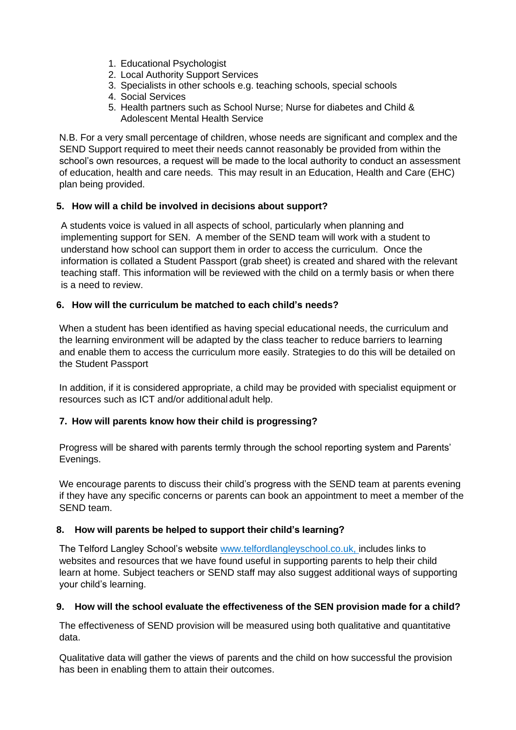1. Educational Psychologist
2. Local Authority Support Services
3. Specialists in other schools e.g. teaching schools, special schools
4. Social Services
5. Health partners such as School Nurse; Nurse for diabetes and Child & Adolescent Mental Health Service

N.B. For a very small percentage of children, whose needs are significant and complex and the SEND Support required to meet their needs cannot reasonably be provided from within the school's own resources, a request will be made to the local authority to conduct an assessment of education, health and care needs. This may result in an Education, Health and Care (EHC) plan being provided.

### 5. How will a child be involved in decisions about support?

A students voice is valued in all aspects of school, particularly when planning and implementing support for SEN. A member of the SEND team will work with a student to understand how school can support them in order to access the curriculum. Once the information is collated a Student Passport (grab sheet) is created and shared with the relevant teaching staff. This information will be reviewed with the child on a termly basis or when there is a need to review.

### 6. How will the curriculum be matched to each child's needs?

When a student has been identified as having special educational needs, the curriculum and the learning environment will be adapted by the class teacher to reduce barriers to learning and enable them to access the curriculum more easily. Strategies to do this will be detailed on the Student Passport

In addition, if it is considered appropriate, a child may be provided with specialist equipment or resources such as ICT and/or additional adult help.

### 7. How will parents know how their child is progressing?

Progress will be shared with parents termly through the school reporting system and Parents' Evenings.

We encourage parents to discuss their child's progress with the SEND team at parents evening if they have any specific concerns or parents can book an appointment to meet a member of the SEND team.

### 8. How will parents be helped to support their child's learning?

The Telford Langley School's website www.telfordlangleyschool.co.uk, includes links to websites and resources that we have found useful in supporting parents to help their child learn at home. Subject teachers or SEND staff may also suggest additional ways of supporting your child's learning.

### 9. How will the school evaluate the effectiveness of the SEN provision made for a child?

The effectiveness of SEND provision will be measured using both qualitative and quantitative data.

Qualitative data will gather the views of parents and the child on how successful the provision has been in enabling them to attain their outcomes.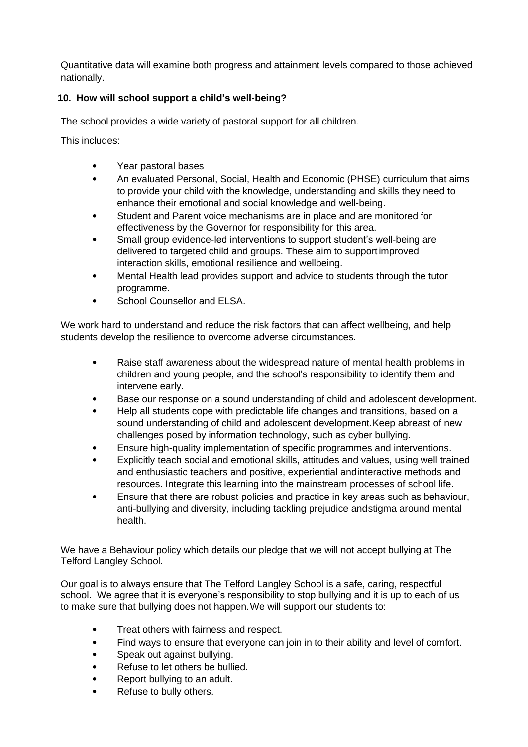Quantitative data will examine both progress and attainment levels compared to those achieved nationally.

### 10. How will school support a child's well-being?

The school provides a wide variety of pastoral support for all children.

This includes:

- Year pastoral bases
- An evaluated Personal, Social, Health and Economic (PHSE) curriculum that aims to provide your child with the knowledge, understanding and skills they need to enhance their emotional and social knowledge and well-being.
- Student and Parent voice mechanisms are in place and are monitored for effectiveness by the Governor for responsibility for this area.
- Small group evidence-led interventions to support student's well-being are delivered to targeted child and groups. These aim to support improved interaction skills, emotional resilience and wellbeing.
- Mental Health lead provides support and advice to students through the tutor programme.
- School Counsellor and ELSA.

We work hard to understand and reduce the risk factors that can affect wellbeing, and help students develop the resilience to overcome adverse circumstances.

- Raise staff awareness about the widespread nature of mental health problems in children and young people, and the school's responsibility to identify them and intervene early.
- Base our response on a sound understanding of child and adolescent development.
- Help all students cope with predictable life changes and transitions, based on a sound understanding of child and adolescent development.Keep abreast of new challenges posed by information technology, such as cyber bullying.
- Ensure high-quality implementation of specific programmes and interventions.
- Explicitly teach social and emotional skills, attitudes and values, using well trained and enthusiastic teachers and positive, experiential andinteractive methods and resources. Integrate this learning into the mainstream processes of school life.
- Ensure that there are robust policies and practice in key areas such as behaviour, anti-bullying and diversity, including tackling prejudice andstigma around mental health.

We have a Behaviour policy which details our pledge that we will not accept bullying at The Telford Langley School.

Our goal is to always ensure that The Telford Langley School is a safe, caring, respectful school. We agree that it is everyone's responsibility to stop bullying and it is up to each of us to make sure that bullying does not happen.We will support our students to:

- Treat others with fairness and respect.
- Find ways to ensure that everyone can join in to their ability and level of comfort.
- Speak out against bullying.
- Refuse to let others be bullied.
- Report bullying to an adult.
- Refuse to bully others.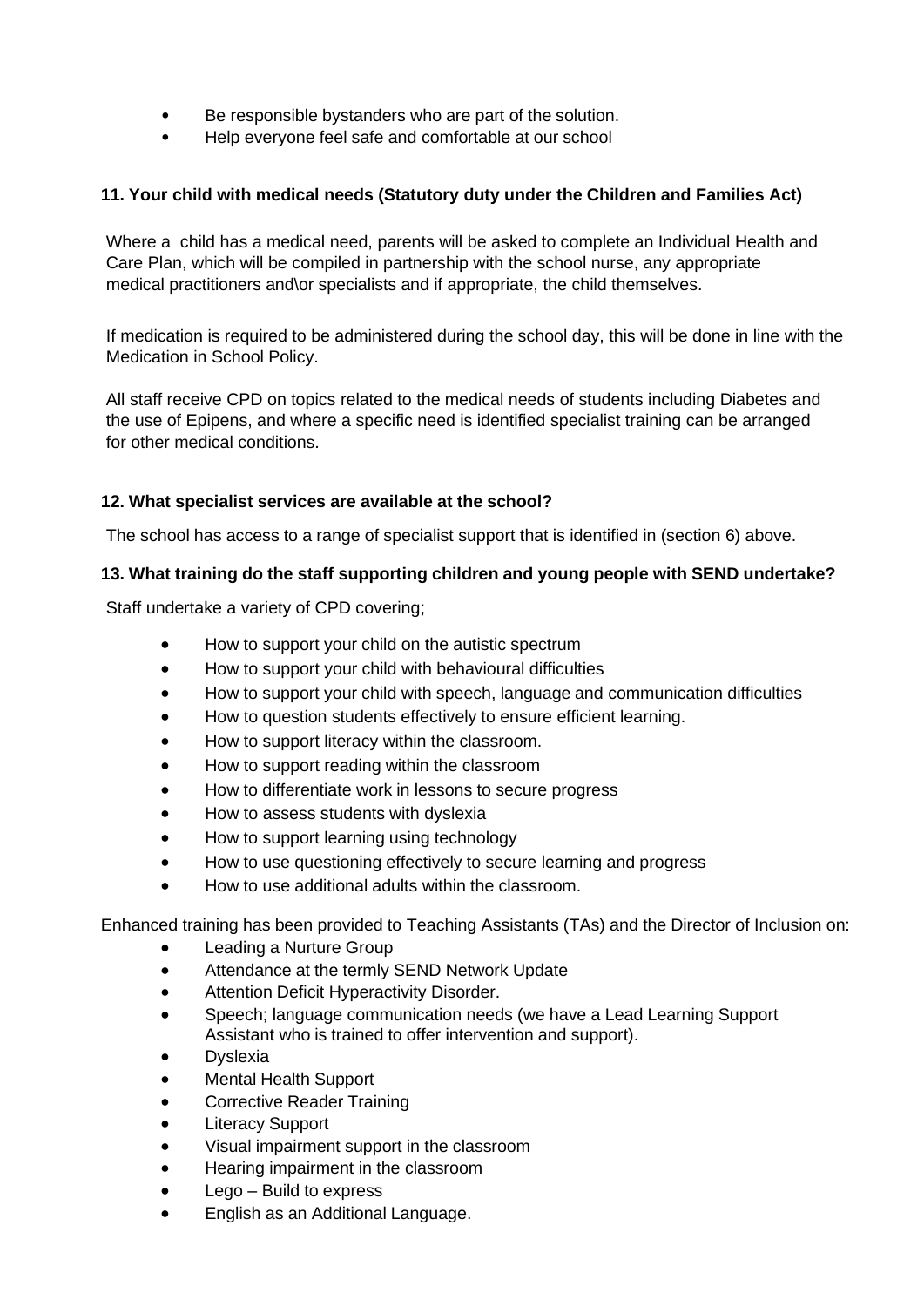- Be responsible bystanders who are part of the solution.
- Help everyone feel safe and comfortable at our school

### 11. Your child with medical needs (Statutory duty under the Children and Families Act)

Where a child has a medical need, parents will be asked to complete an Individual Health and Care Plan, which will be compiled in partnership with the school nurse, any appropriate medical practitioners and\or specialists and if appropriate, the child themselves.

If medication is required to be administered during the school day, this will be done in line with the Medication in School Policy.

All staff receive CPD on topics related to the medical needs of students including Diabetes and the use of Epipens, and where a specific need is identified specialist training can be arranged for other medical conditions.

### 12. What specialist services are available at the school?

The school has access to a range of specialist support that is identified in (section 6) above.

### 13. What training do the staff supporting children and young people with SEND undertake?

Staff undertake a variety of CPD covering;

- How to support your child on the autistic spectrum
- How to support your child with behavioural difficulties
- How to support your child with speech, language and communication difficulties
- How to question students effectively to ensure efficient learning.
- How to support literacy within the classroom.
- How to support reading within the classroom
- How to differentiate work in lessons to secure progress
- How to assess students with dyslexia
- How to support learning using technology
- How to use questioning effectively to secure learning and progress
- How to use additional adults within the classroom.

Enhanced training has been provided to Teaching Assistants (TAs) and the Director of Inclusion on:

- Leading a Nurture Group
- Attendance at the termly SEND Network Update
- Attention Deficit Hyperactivity Disorder.
- Speech; language communication needs (we have a Lead Learning Support Assistant who is trained to offer intervention and support).
- Dyslexia
- Mental Health Support
- Corrective Reader Training
- Literacy Support
- Visual impairment support in the classroom
- Hearing impairment in the classroom
- Lego – Build to express
- English as an Additional Language.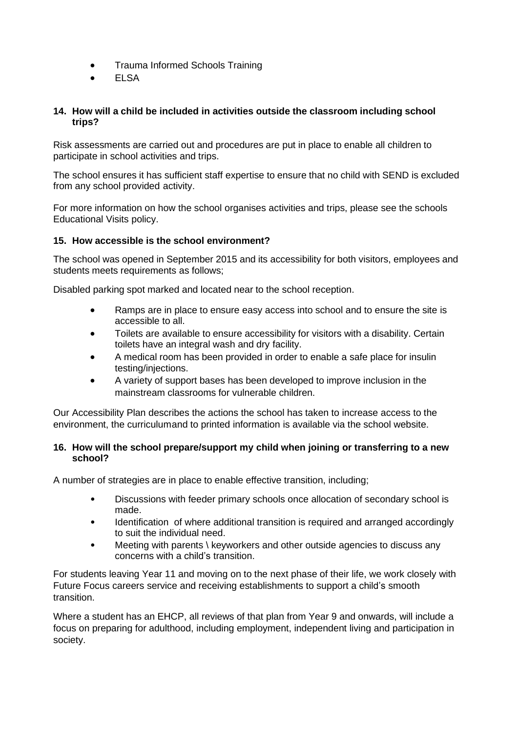- Trauma Informed Schools Training
- ELSA

**14. How will a child be included in activities outside the classroom including school trips?**

Risk assessments are carried out and procedures are put in place to enable all children to participate in school activities and trips.

The school ensures it has sufficient staff expertise to ensure that no child with SEND is excluded from any school provided activity.

For more information on how the school organises activities and trips, please see the schools Educational Visits policy.

**15. How accessible is the school environment?**

The school was opened in September 2015 and its accessibility for both visitors, employees and students meets requirements as follows;

Disabled parking spot marked and located near to the school reception.

- Ramps are in place to ensure easy access into school and to ensure the site is accessible to all.
- Toilets are available to ensure accessibility for visitors with a disability. Certain toilets have an integral wash and dry facility.
- A medical room has been provided in order to enable a safe place for insulin testing/injections.
- A variety of support bases has been developed to improve inclusion in the mainstream classrooms for vulnerable children.

Our Accessibility Plan describes the actions the school has taken to increase access to the environment, the curriculumand to printed information is available via the school website.

**16. How will the school prepare/support my child when joining or transferring to a new school?**

A number of strategies are in place to enable effective transition, including;

- Discussions with feeder primary schools once allocation of secondary school is made.
- Identification of where additional transition is required and arranged accordingly to suit the individual need.
- Meeting with parents \ keyworkers and other outside agencies to discuss any concerns with a child's transition.

For students leaving Year 11 and moving on to the next phase of their life, we work closely with Future Focus careers service and receiving establishments to support a child's smooth transition.

Where a student has an EHCP, all reviews of that plan from Year 9 and onwards, will include a focus on preparing for adulthood, including employment, independent living and participation in society.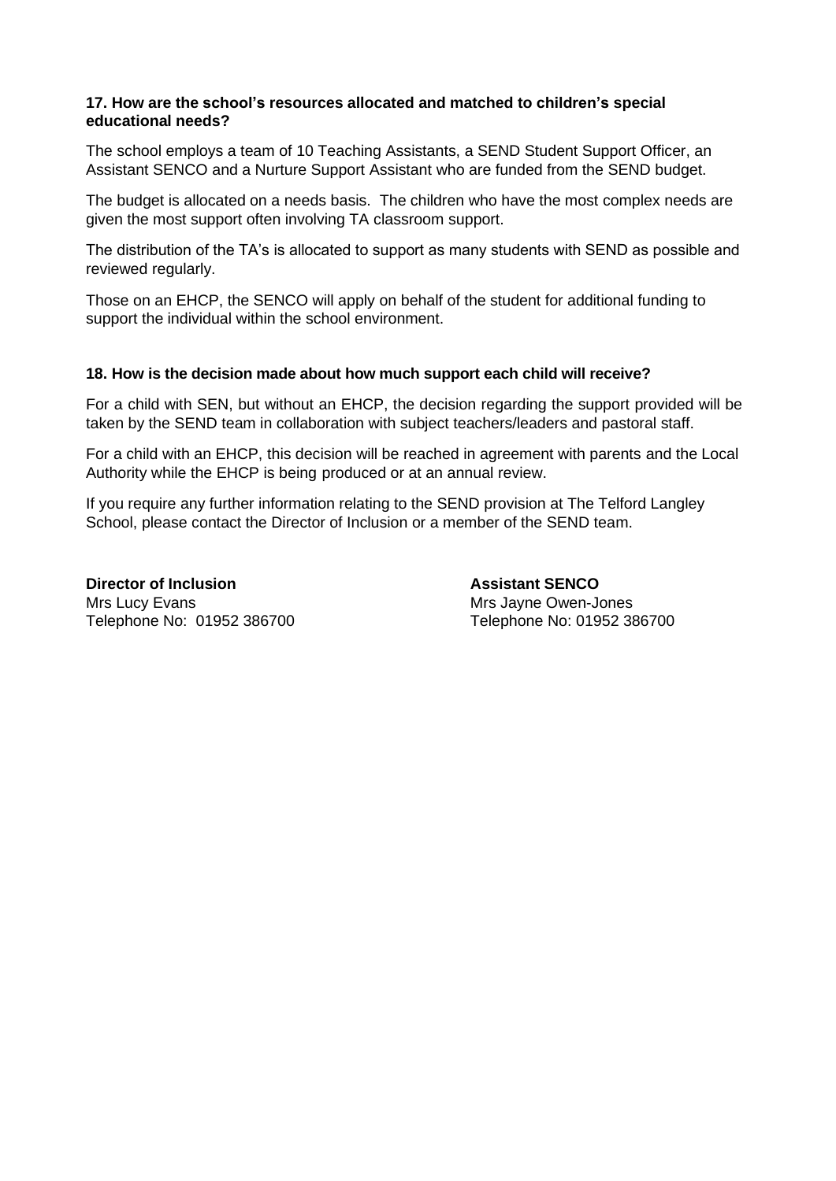### 17. How are the school's resources allocated and matched to children's special educational needs?

The school employs a team of 10 Teaching Assistants, a SEND Student Support Officer, an Assistant SENCO and a Nurture Support Assistant who are funded from the SEND budget.

The budget is allocated on a needs basis. The children who have the most complex needs are given the most support often involving TA classroom support.

The distribution of the TA's is allocated to support as many students with SEND as possible and reviewed regularly.

Those on an EHCP, the SENCO will apply on behalf of the student for additional funding to support the individual within the school environment.

### 18. How is the decision made about how much support each child will receive?

For a child with SEN, but without an EHCP, the decision regarding the support provided will be taken by the SEND team in collaboration with subject teachers/leaders and pastoral staff.

For a child with an EHCP, this decision will be reached in agreement with parents and the Local Authority while the EHCP is being produced or at an annual review.

If you require any further information relating to the SEND provision at The Telford Langley School, please contact the Director of Inclusion or a member of the SEND team.

**Director of Inclusion**
Mrs Lucy Evans
Telephone No: 01952 386700

**Assistant SENCO**
Mrs Jayne Owen-Jones
Telephone No: 01952 386700